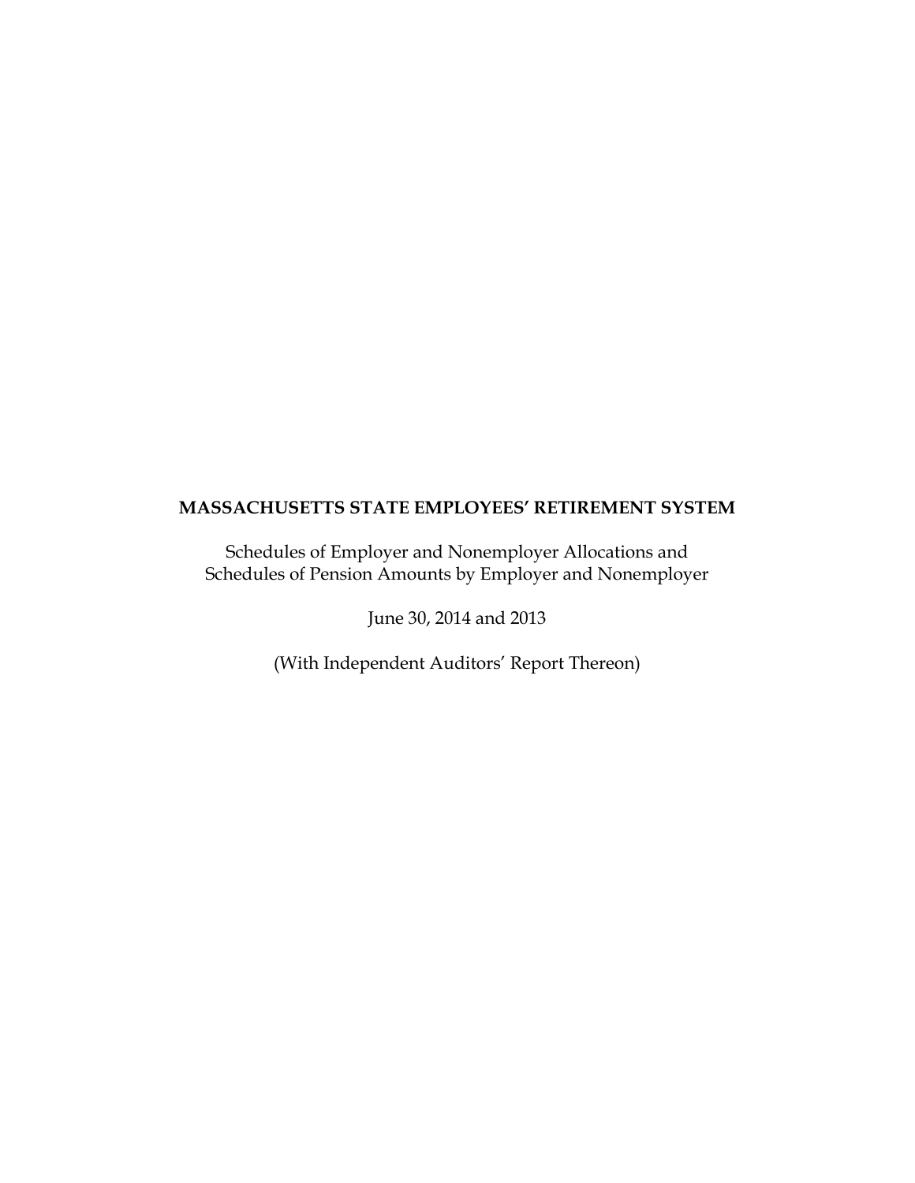**MASSACHUSETTS STATE EMPLOYEES' RETIREMENT SYSTEM**

Schedules of Employer and Nonemployer Allocations and
Schedules of Pension Amounts by Employer and Nonemployer

June 30, 2014 and 2013

(With Independent Auditors' Report Thereon)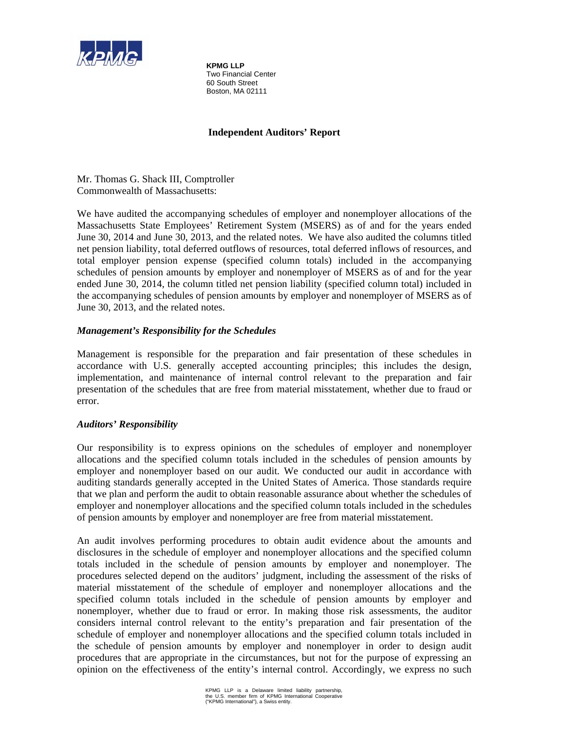**KPMG LLP**
Two Financial Center
60 South Street
Boston, MA 02111

## Independent Auditors' Report

Mr. Thomas G. Shack III, Comptroller
Commonwealth of Massachusetts:

We have audited the accompanying schedules of employer and nonemployer allocations of the Massachusetts State Employees' Retirement System (MSERS) as of and for the years ended June 30, 2014 and June 30, 2013, and the related notes. We have also audited the columns titled net pension liability, total deferred outflows of resources, total deferred inflows of resources, and total employer pension expense (specified column totals) included in the accompanying schedules of pension amounts by employer and nonemployer of MSERS as of and for the year ended June 30, 2014, the column titled net pension liability (specified column total) included in the accompanying schedules of pension amounts by employer and nonemployer of MSERS as of June 30, 2013, and the related notes.

### *Management's Responsibility for the Schedules*

Management is responsible for the preparation and fair presentation of these schedules in accordance with U.S. generally accepted accounting principles; this includes the design, implementation, and maintenance of internal control relevant to the preparation and fair presentation of the schedules that are free from material misstatement, whether due to fraud or error.

### *Auditors' Responsibility*

Our responsibility is to express opinions on the schedules of employer and nonemployer allocations and the specified column totals included in the schedules of pension amounts by employer and nonemployer based on our audit. We conducted our audit in accordance with auditing standards generally accepted in the United States of America. Those standards require that we plan and perform the audit to obtain reasonable assurance about whether the schedules of employer and nonemployer allocations and the specified column totals included in the schedules of pension amounts by employer and nonemployer are free from material misstatement.

An audit involves performing procedures to obtain audit evidence about the amounts and disclosures in the schedule of employer and nonemployer allocations and the specified column totals included in the schedule of pension amounts by employer and nonemployer. The procedures selected depend on the auditors' judgment, including the assessment of the risks of material misstatement of the schedule of employer and nonemployer allocations and the specified column totals included in the schedule of pension amounts by employer and nonemployer, whether due to fraud or error. In making those risk assessments, the auditor considers internal control relevant to the entity's preparation and fair presentation of the schedule of employer and nonemployer allocations and the specified column totals included in the schedule of pension amounts by employer and nonemployer in order to design audit procedures that are appropriate in the circumstances, but not for the purpose of expressing an opinion on the effectiveness of the entity's internal control. Accordingly, we express no such

KPMG LLP is a Delaware limited liability partnership, the U.S. member firm of KPMG International Cooperative ("KPMG International"), a Swiss entity.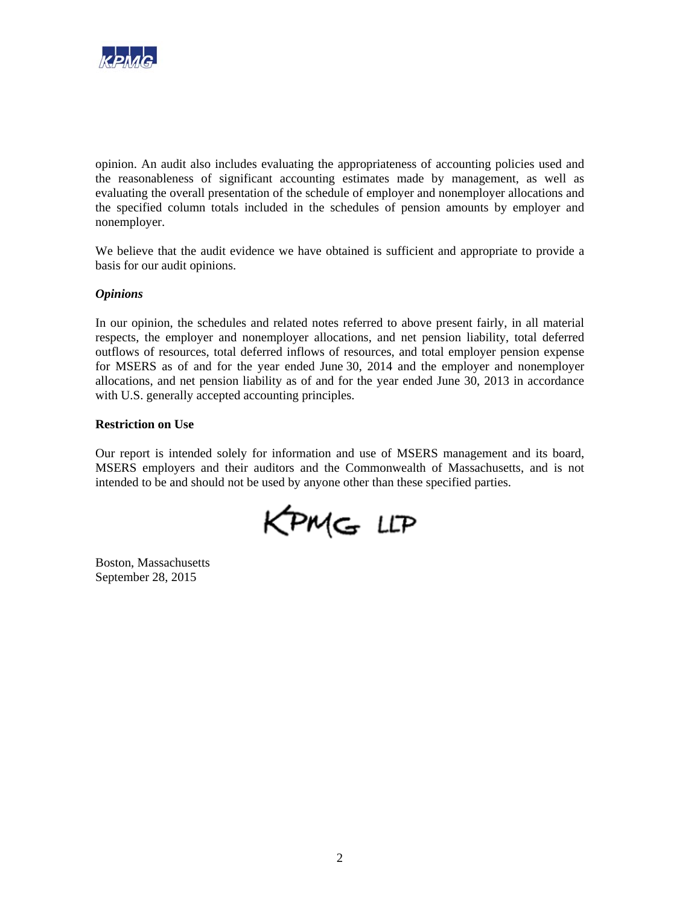opinion. An audit also includes evaluating the appropriateness of accounting policies used and the reasonableness of significant accounting estimates made by management, as well as evaluating the overall presentation of the schedule of employer and nonemployer allocations and the specified column totals included in the schedules of pension amounts by employer and nonemployer.

We believe that the audit evidence we have obtained is sufficient and appropriate to provide a basis for our audit opinions.

***Opinions***

In our opinion, the schedules and related notes referred to above present fairly, in all material respects, the employer and nonemployer allocations, and net pension liability, total deferred outflows of resources, total deferred inflows of resources, and total employer pension expense for MSERS as of and for the year ended June 30, 2014 and the employer and nonemployer allocations, and net pension liability as of and for the year ended June 30, 2013 in accordance with U.S. generally accepted accounting principles.

**Restriction on Use**

Our report is intended solely for information and use of MSERS management and its board, MSERS employers and their auditors and the Commonwealth of Massachusetts, and is not intended to be and should not be used by anyone other than these specified parties.

KPMG LLP

Boston, Massachusetts
September 28, 2015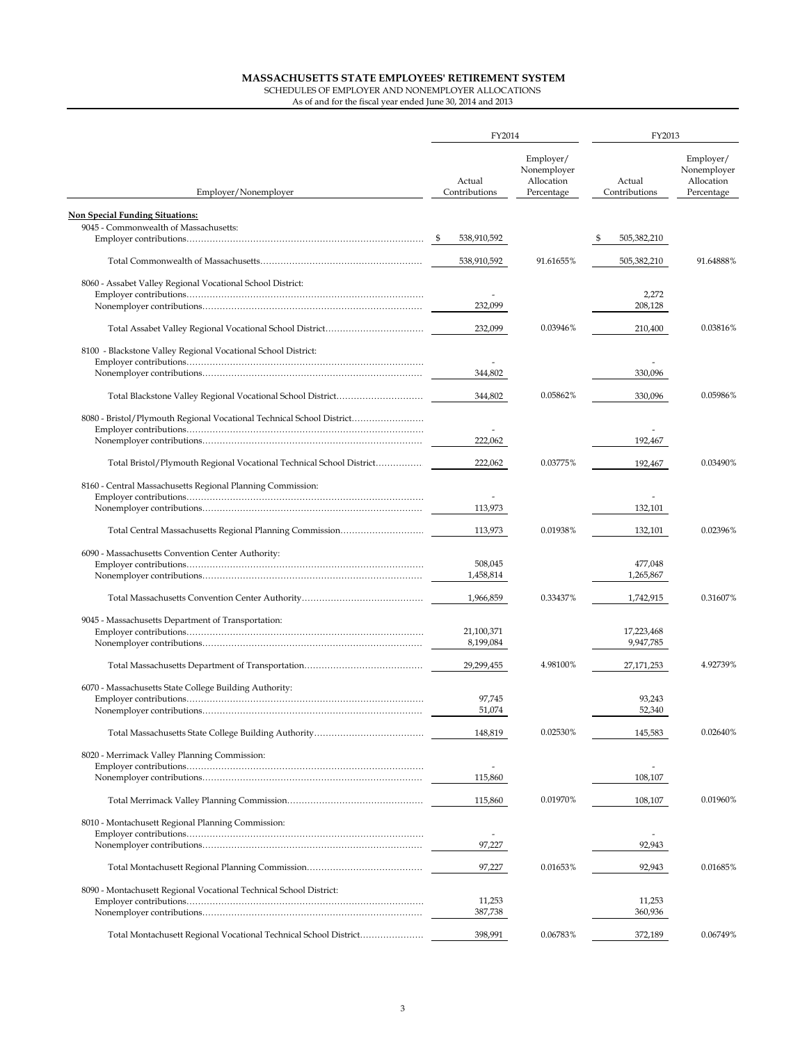# MASSACHUSETTS STATE EMPLOYEES' RETIREMENT SYSTEM

SCHEDULES OF EMPLOYER AND NONEMPLOYER ALLOCATIONS

As of and for the fiscal year ended June 30, 2014 and 2013

| Employer/Nonemployer | FY2014 Actual Contributions | FY2014 Employer/ Nonemployer Allocation Percentage | FY2013 Actual Contributions | FY2013 Employer/ Nonemployer Allocation Percentage |
|---|---|---|---|---|
| **Non Special Funding Situations:** | | | | |
| 9045 - Commonwealth of Massachusetts: | | | | |
| Employer contributions | $ 538,910,592 | | $ 505,382,210 | |
| Total Commonwealth of Massachusetts | 538,910,592 | 91.61655% | 505,382,210 | 91.64888% |
| 8060 - Assabet Valley Regional Vocational School District: | | | | |
| Employer contributions | - | | 2,272 | |
| Nonemployer contributions | 232,099 | | 208,128 | |
| Total Assabet Valley Regional Vocational School District | 232,099 | 0.03946% | 210,400 | 0.03816% |
| 8100 - Blackstone Valley Regional Vocational School District: | | | | |
| Employer contributions | - | | - | |
| Nonemployer contributions | 344,802 | | 330,096 | |
| Total Blackstone Valley Regional Vocational School District | 344,802 | 0.05862% | 330,096 | 0.05986% |
| 8080 - Bristol/Plymouth Regional Vocational Technical School District | | | | |
| Employer contributions | - | | - | |
| Nonemployer contributions | 222,062 | | 192,467 | |
| Total Bristol/Plymouth Regional Vocational Technical School District | 222,062 | 0.03775% | 192,467 | 0.03490% |
| 8160 - Central Massachusetts Regional Planning Commission: | | | | |
| Employer contributions | - | | - | |
| Nonemployer contributions | 113,973 | | 132,101 | |
| Total Central Massachusetts Regional Planning Commission | 113,973 | 0.01938% | 132,101 | 0.02396% |
| 6090 - Massachusetts Convention Center Authority: | | | | |
| Employer contributions | 508,045 | | 477,048 | |
| Nonemployer contributions | 1,458,814 | | 1,265,867 | |
| Total Massachusetts Convention Center Authority | 1,966,859 | 0.33437% | 1,742,915 | 0.31607% |
| 9045 - Massachusetts Department of Transportation: | | | | |
| Employer contributions | 21,100,371 | | 17,223,468 | |
| Nonemployer contributions | 8,199,084 | | 9,947,785 | |
| Total Massachusetts Department of Transportation | 29,299,455 | 4.98100% | 27,171,253 | 4.92739% |
| 6070 - Massachusetts State College Building Authority: | | | | |
| Employer contributions | 97,745 | | 93,243 | |
| Nonemployer contributions | 51,074 | | 52,340 | |
| Total Massachusetts State College Building Authority | 148,819 | 0.02530% | 145,583 | 0.02640% |
| 8020 - Merrimack Valley Planning Commission: | | | | |
| Employer contributions | - | | - | |
| Nonemployer contributions | 115,860 | | 108,107 | |
| Total Merrimack Valley Planning Commission | 115,860 | 0.01970% | 108,107 | 0.01960% |
| 8010 - Montachusett Regional Planning Commission: | | | | |
| Employer contributions | - | | - | |
| Nonemployer contributions | 97,227 | | 92,943 | |
| Total Montachusett Regional Planning Commission | 97,227 | 0.01653% | 92,943 | 0.01685% |
| 8090 - Montachusett Regional Vocational Technical School District: | | | | |
| Employer contributions | 11,253 | | 11,253 | |
| Nonemployer contributions | 387,738 | | 360,936 | |
| Total Montachusett Regional Vocational Technical School District | 398,991 | 0.06783% | 372,189 | 0.06749% |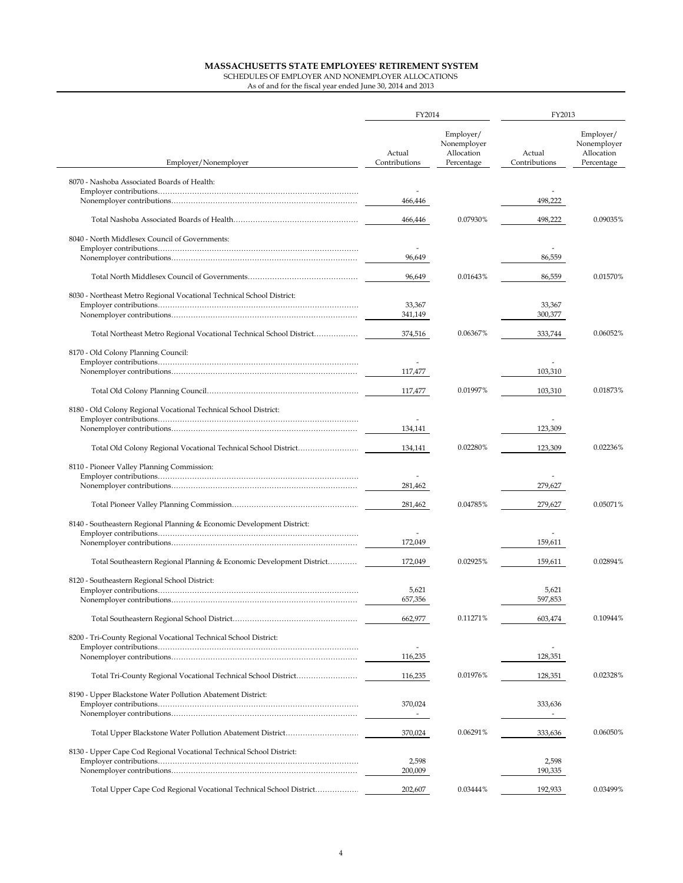**MASSACHUSETTS STATE EMPLOYEES' RETIREMENT SYSTEM**

SCHEDULES OF EMPLOYER AND NONEMPLOYER ALLOCATIONS

As of and for the fiscal year ended June 30, 2014 and 2013

| Employer/Nonemployer | FY2014 Actual Contributions | FY2014 Employer/ Nonemployer Allocation Percentage | FY2013 Actual Contributions | FY2013 Employer/ Nonemployer Allocation Percentage |
|---|---|---|---|---|
| 8070 - Nashoba Associated Boards of Health: | | | | |
| Employer contributions | - | | - | |
| Nonemployer contributions | 466,446 | | 498,222 | |
| Total Nashoba Associated Boards of Health | 466,446 | 0.07930% | 498,222 | 0.09035% |
| 8040 - North Middlesex Council of Governments: | | | | |
| Employer contributions | - | | - | |
| Nonemployer contributions | 96,649 | | 86,559 | |
| Total North Middlesex Council of Governments | 96,649 | 0.01643% | 86,559 | 0.01570% |
| 8030 - Northeast Metro Regional Vocational Technical School District: | | | | |
| Employer contributions | 33,367 | | 33,367 | |
| Nonemployer contributions | 341,149 | | 300,377 | |
| Total Northeast Metro Regional Vocational Technical School District | 374,516 | 0.06367% | 333,744 | 0.06052% |
| 8170 - Old Colony Planning Council: | | | | |
| Employer contributions | - | | - | |
| Nonemployer contributions | 117,477 | | 103,310 | |
| Total Old Colony Planning Council | 117,477 | 0.01997% | 103,310 | 0.01873% |
| 8180 - Old Colony Regional Vocational Technical School District: | | | | |
| Employer contributions | - | | - | |
| Nonemployer contributions | 134,141 | | 123,309 | |
| Total Old Colony Regional Vocational Technical School District | 134,141 | 0.02280% | 123,309 | 0.02236% |
| 8110 - Pioneer Valley Planning Commission: | | | | |
| Employer contributions | - | | - | |
| Nonemployer contributions | 281,462 | | 279,627 | |
| Total Pioneer Valley Planning Commission | 281,462 | 0.04785% | 279,627 | 0.05071% |
| 8140 - Southeastern Regional Planning & Economic Development District: | | | | |
| Employer contributions | - | | - | |
| Nonemployer contributions | 172,049 | | 159,611 | |
| Total Southeastern Regional Planning & Economic Development District | 172,049 | 0.02925% | 159,611 | 0.02894% |
| 8120 - Southeastern Regional School District: | | | | |
| Employer contributions | 5,621 | | 5,621 | |
| Nonemployer contributions | 657,356 | | 597,853 | |
| Total Southeastern Regional School District | 662,977 | 0.11271% | 603,474 | 0.10944% |
| 8200 - Tri-County Regional Vocational Technical School District: | | | | |
| Employer contributions | - | | - | |
| Nonemployer contributions | 116,235 | | 128,351 | |
| Total Tri-County Regional Vocational Technical School District | 116,235 | 0.01976% | 128,351 | 0.02328% |
| 8190 - Upper Blackstone Water Pollution Abatement District: | | | | |
| Employer contributions | 370,024 | | 333,636 | |
| Nonemployer contributions | - | | - | |
| Total Upper Blackstone Water Pollution Abatement District | 370,024 | 0.06291% | 333,636 | 0.06050% |
| 8130 - Upper Cape Cod Regional Vocational Technical School District: | | | | |
| Employer contributions | 2,598 | | 2,598 | |
| Nonemployer contributions | 200,009 | | 190,335 | |
| Total Upper Cape Cod Regional Vocational Technical School District | 202,607 | 0.03444% | 192,933 | 0.03499% |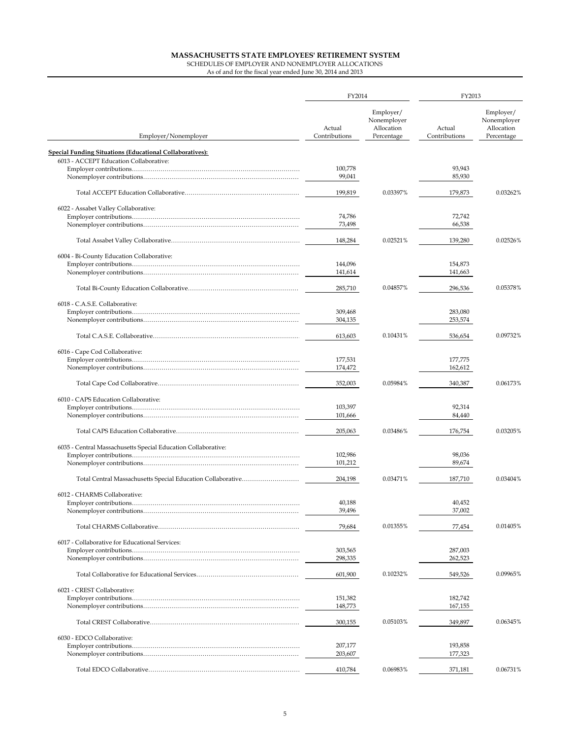# MASSACHUSETTS STATE EMPLOYEES' RETIREMENT SYSTEM

SCHEDULES OF EMPLOYER AND NONEMPLOYER ALLOCATIONS

As of and for the fiscal year ended June 30, 2014 and 2013

| Employer/Nonemployer | FY2014 Actual Contributions | FY2014 Employer/ Nonemployer Allocation Percentage | FY2013 Actual Contributions | FY2013 Employer/ Nonemployer Allocation Percentage |
|---|---|---|---|---|
| **Special Funding Situations (Educational Collaboratives):** | | | | |
| 6013 - ACCEPT Education Collaborative: | | | | |
| Employer contributions | 100,778 | | 93,943 | |
| Nonemployer contributions | 99,041 | | 85,930 | |
| Total ACCEPT Education Collaborative | 199,819 | 0.03397% | 179,873 | 0.03262% |
| 6022 - Assabet Valley Collaborative: | | | | |
| Employer contributions | 74,786 | | 72,742 | |
| Nonemployer contributions | 73,498 | | 66,538 | |
| Total Assabet Valley Collaborative | 148,284 | 0.02521% | 139,280 | 0.02526% |
| 6004 - Bi-County Education Collaborative: | | | | |
| Employer contributions | 144,096 | | 154,873 | |
| Nonemployer contributions | 141,614 | | 141,663 | |
| Total Bi-County Education Collaborative | 285,710 | 0.04857% | 296,536 | 0.05378% |
| 6018 - C.A.S.E. Collaborative: | | | | |
| Employer contributions | 309,468 | | 283,080 | |
| Nonemployer contributions | 304,135 | | 253,574 | |
| Total C.A.S.E. Collaborative | 613,603 | 0.10431% | 536,654 | 0.09732% |
| 6016 - Cape Cod Collaborative: | | | | |
| Employer contributions | 177,531 | | 177,775 | |
| Nonemployer contributions | 174,472 | | 162,612 | |
| Total Cape Cod Collaborative | 352,003 | 0.05984% | 340,387 | 0.06173% |
| 6010 - CAPS Education Collaborative: | | | | |
| Employer contributions | 103,397 | | 92,314 | |
| Nonemployer contributions | 101,666 | | 84,440 | |
| Total CAPS Education Collaborative | 205,063 | 0.03486% | 176,754 | 0.03205% |
| 6035 - Central Massachusetts Special Education Collaborative: | | | | |
| Employer contributions | 102,986 | | 98,036 | |
| Nonemployer contributions | 101,212 | | 89,674 | |
| Total Central Massachusetts Special Education Collaborative | 204,198 | 0.03471% | 187,710 | 0.03404% |
| 6012 - CHARMS Collaborative: | | | | |
| Employer contributions | 40,188 | | 40,452 | |
| Nonemployer contributions | 39,496 | | 37,002 | |
| Total CHARMS Collaborative | 79,684 | 0.01355% | 77,454 | 0.01405% |
| 6017 - Collaborative for Educational Services: | | | | |
| Employer contributions | 303,565 | | 287,003 | |
| Nonemployer contributions | 298,335 | | 262,523 | |
| Total Collaborative for Educational Services | 601,900 | 0.10232% | 549,526 | 0.09965% |
| 6021 - CREST Collaborative: | | | | |
| Employer contributions | 151,382 | | 182,742 | |
| Nonemployer contributions | 148,773 | | 167,155 | |
| Total CREST Collaborative | 300,155 | 0.05103% | 349,897 | 0.06345% |
| 6030 - EDCO Collaborative: | | | | |
| Employer contributions | 207,177 | | 193,858 | |
| Nonemployer contributions | 203,607 | | 177,323 | |
| Total EDCO Collaborative | 410,784 | 0.06983% | 371,181 | 0.06731% |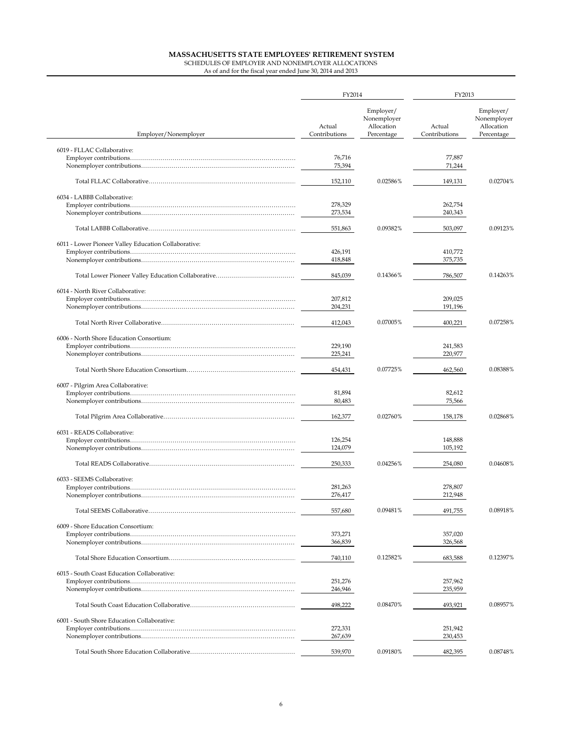**MASSACHUSETTS STATE EMPLOYEES' RETIREMENT SYSTEM**

SCHEDULES OF EMPLOYER AND NONEMPLOYER ALLOCATIONS

As of and for the fiscal year ended June 30, 2014 and 2013

| Employer/Nonemployer | FY2014 Actual Contributions | FY2014 Employer/ Nonemployer Allocation Percentage | FY2013 Actual Contributions | FY2013 Employer/ Nonemployer Allocation Percentage |
|---|---|---|---|---|
| 6019 - FLLAC Collaborative: | | | | |
| Employer contributions | 76,716 | | 77,887 | |
| Nonemployer contributions | 75,394 | | 71,244 | |
| Total FLLAC Collaborative | 152,110 | 0.02586% | 149,131 | 0.02704% |
| 6034 - LABBB Collaborative: | | | | |
| Employer contributions | 278,329 | | 262,754 | |
| Nonemployer contributions | 273,534 | | 240,343 | |
| Total LABBB Collaborative | 551,863 | 0.09382% | 503,097 | 0.09123% |
| 6011 - Lower Pioneer Valley Education Collaborative: | | | | |
| Employer contributions | 426,191 | | 410,772 | |
| Nonemployer contributions | 418,848 | | 375,735 | |
| Total Lower Pioneer Valley Education Collaborative | 845,039 | 0.14366% | 786,507 | 0.14263% |
| 6014 - North River Collaborative: | | | | |
| Employer contributions | 207,812 | | 209,025 | |
| Nonemployer contributions | 204,231 | | 191,196 | |
| Total North River Collaborative | 412,043 | 0.07005% | 400,221 | 0.07258% |
| 6006 - North Shore Education Consortium: | | | | |
| Employer contributions | 229,190 | | 241,583 | |
| Nonemployer contributions | 225,241 | | 220,977 | |
| Total North Shore Education Consortium | 454,431 | 0.07725% | 462,560 | 0.08388% |
| 6007 - Pilgrim Area Collaborative: | | | | |
| Employer contributions | 81,894 | | 82,612 | |
| Nonemployer contributions | 80,483 | | 75,566 | |
| Total Pilgrim Area Collaborative | 162,377 | 0.02760% | 158,178 | 0.02868% |
| 6031 - READS Collaborative: | | | | |
| Employer contributions | 126,254 | | 148,888 | |
| Nonemployer contributions | 124,079 | | 105,192 | |
| Total READS Collaborative | 250,333 | 0.04256% | 254,080 | 0.04608% |
| 6033 - SEEMS Collaborative: | | | | |
| Employer contributions | 281,263 | | 278,807 | |
| Nonemployer contributions | 276,417 | | 212,948 | |
| Total SEEMS Collaborative | 557,680 | 0.09481% | 491,755 | 0.08918% |
| 6009 - Shore Education Consortium: | | | | |
| Employer contributions | 373,271 | | 357,020 | |
| Nonemployer contributions | 366,839 | | 326,568 | |
| Total Shore Education Consortium | 740,110 | 0.12582% | 683,588 | 0.12397% |
| 6015 - South Coast Education Collaborative: | | | | |
| Employer contributions | 251,276 | | 257,962 | |
| Nonemployer contributions | 246,946 | | 235,959 | |
| Total South Coast Education Collaborative | 498,222 | 0.08470% | 493,921 | 0.08957% |
| 6001 - South Shore Education Collaborative: | | | | |
| Employer contributions | 272,331 | | 251,942 | |
| Nonemployer contributions | 267,639 | | 230,453 | |
| Total South Shore Education Collaborative | 539,970 | 0.09180% | 482,395 | 0.08748% |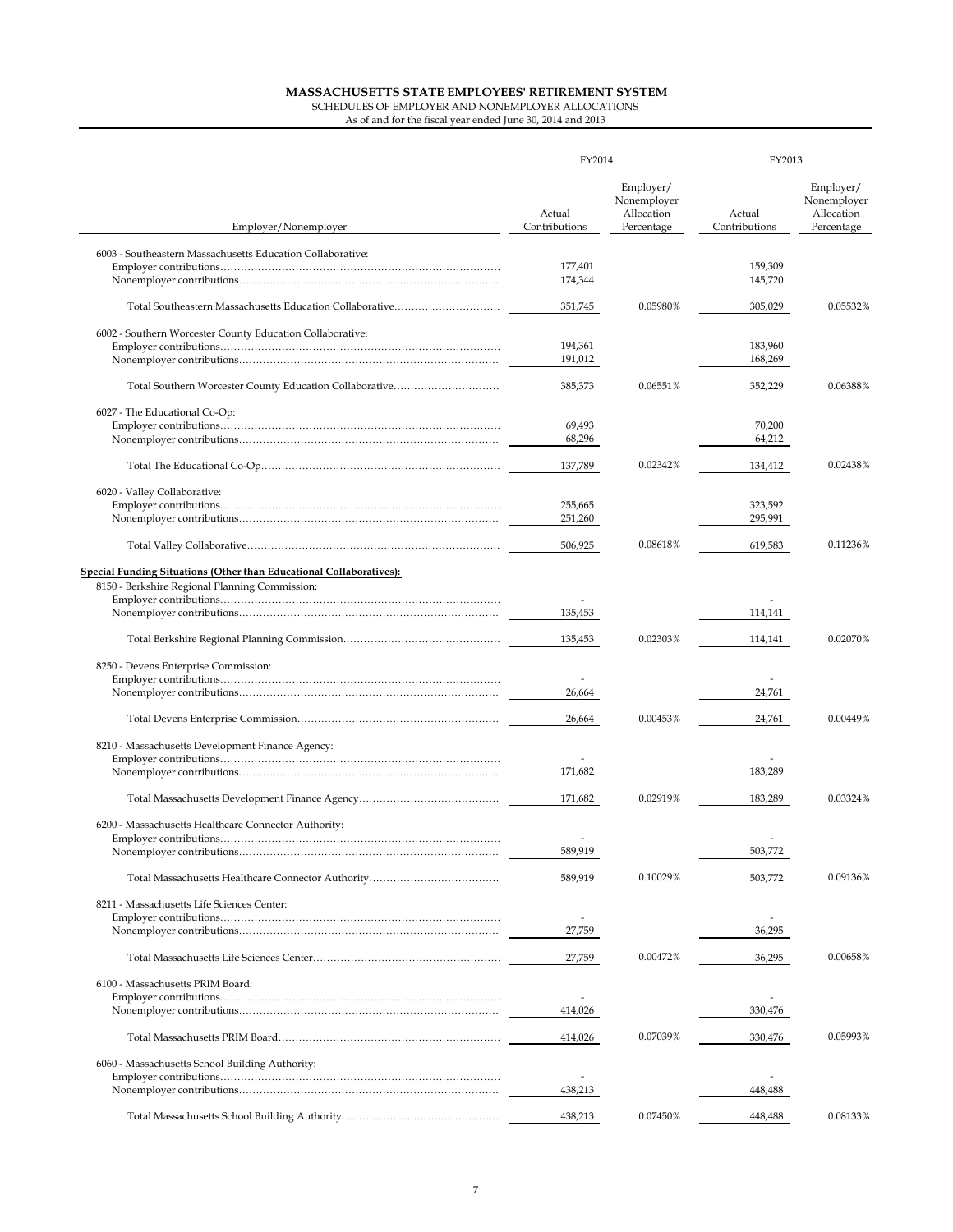# MASSACHUSETTS STATE EMPLOYEES' RETIREMENT SYSTEM

SCHEDULES OF EMPLOYER AND NONEMPLOYER ALLOCATIONS

As of and for the fiscal year ended June 30, 2014 and 2013

| Employer/Nonemployer | FY2014 Actual Contributions | FY2014 Employer/ Nonemployer Allocation Percentage | FY2013 Actual Contributions | FY2013 Employer/ Nonemployer Allocation Percentage |
|---|---|---|---|---|
| 6003 - Southeastern Massachusetts Education Collaborative: | | | | |
| Employer contributions | 177,401 | | 159,309 | |
| Nonemployer contributions | 174,344 | | 145,720 | |
| Total Southeastern Massachusetts Education Collaborative | 351,745 | 0.05980% | 305,029 | 0.05532% |
| 6002 - Southern Worcester County Education Collaborative: | | | | |
| Employer contributions | 194,361 | | 183,960 | |
| Nonemployer contributions | 191,012 | | 168,269 | |
| Total Southern Worcester County Education Collaborative | 385,373 | 0.06551% | 352,229 | 0.06388% |
| 6027 - The Educational Co-Op: | | | | |
| Employer contributions | 69,493 | | 70,200 | |
| Nonemployer contributions | 68,296 | | 64,212 | |
| Total The Educational Co-Op | 137,789 | 0.02342% | 134,412 | 0.02438% |
| 6020 - Valley Collaborative: | | | | |
| Employer contributions | 255,665 | | 323,592 | |
| Nonemployer contributions | 251,260 | | 295,991 | |
| Total Valley Collaborative | 506,925 | 0.08618% | 619,583 | 0.11236% |
| **Special Funding Situations (Other than Educational Collaboratives):** | | | | |
| 8150 - Berkshire Regional Planning Commission: | | | | |
| Employer contributions | - | | - | |
| Nonemployer contributions | 135,453 | | 114,141 | |
| Total Berkshire Regional Planning Commission | 135,453 | 0.02303% | 114,141 | 0.02070% |
| 8250 - Devens Enterprise Commission: | | | | |
| Employer contributions | - | | - | |
| Nonemployer contributions | 26,664 | | 24,761 | |
| Total Devens Enterprise Commission | 26,664 | 0.00453% | 24,761 | 0.00449% |
| 8210 - Massachusetts Development Finance Agency: | | | | |
| Employer contributions | - | | - | |
| Nonemployer contributions | 171,682 | | 183,289 | |
| Total Massachusetts Development Finance Agency | 171,682 | 0.02919% | 183,289 | 0.03324% |
| 6200 - Massachusetts Healthcare Connector Authority: | | | | |
| Employer contributions | - | | - | |
| Nonemployer contributions | 589,919 | | 503,772 | |
| Total Massachusetts Healthcare Connector Authority | 589,919 | 0.10029% | 503,772 | 0.09136% |
| 8211 - Massachusetts Life Sciences Center: | | | | |
| Employer contributions | - | | - | |
| Nonemployer contributions | 27,759 | | 36,295 | |
| Total Massachusetts Life Sciences Center | 27,759 | 0.00472% | 36,295 | 0.00658% |
| 6100 - Massachusetts PRIM Board: | | | | |
| Employer contributions | - | | - | |
| Nonemployer contributions | 414,026 | | 330,476 | |
| Total Massachusetts PRIM Board | 414,026 | 0.07039% | 330,476 | 0.05993% |
| 6060 - Massachusetts School Building Authority: | | | | |
| Employer contributions | - | | - | |
| Nonemployer contributions | 438,213 | | 448,488 | |
| Total Massachusetts School Building Authority | 438,213 | 0.07450% | 448,488 | 0.08133% |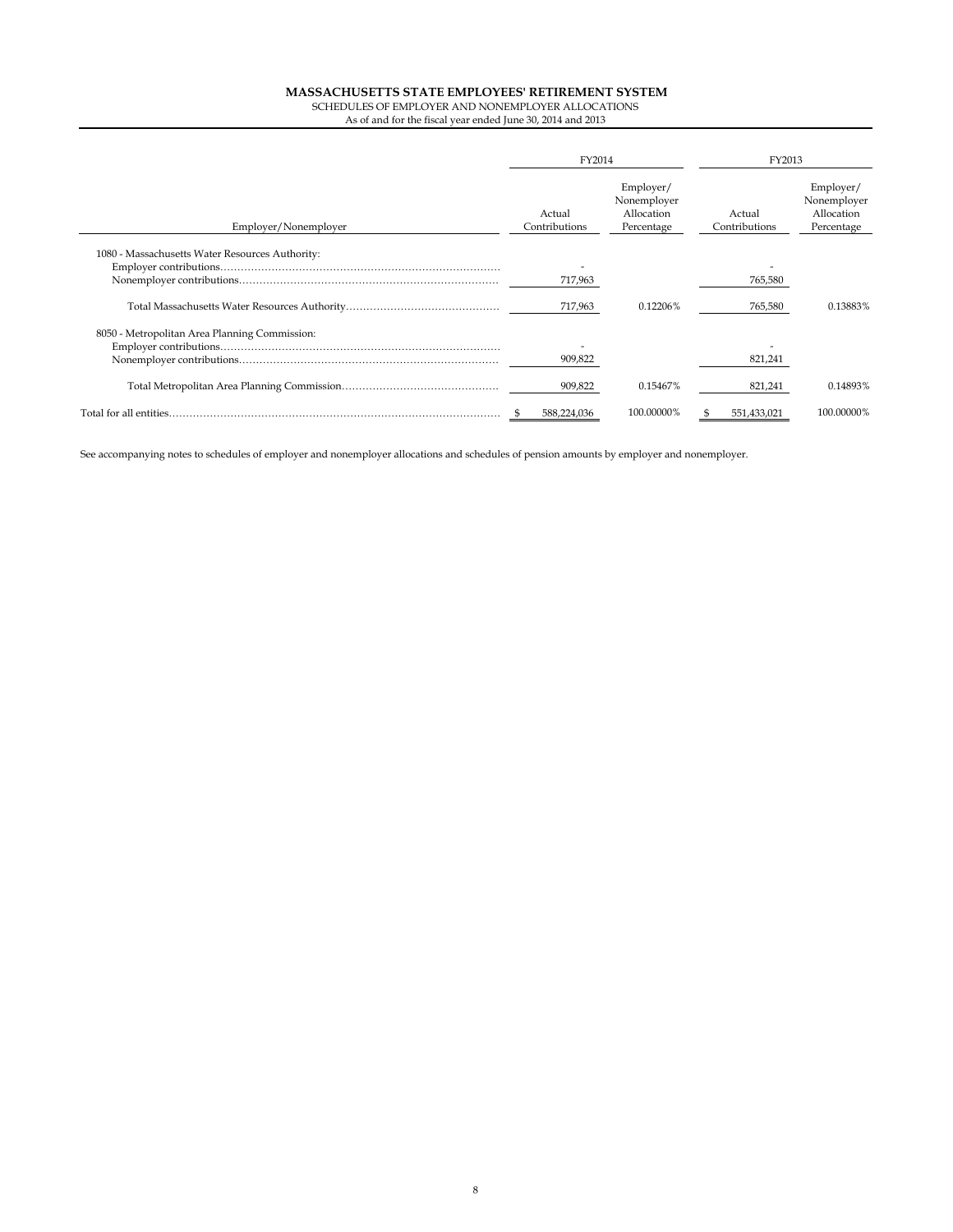**MASSACHUSETTS STATE EMPLOYEES' RETIREMENT SYSTEM**

SCHEDULES OF EMPLOYER AND NONEMPLOYER ALLOCATIONS

As of and for the fiscal year ended June 30, 2014 and 2013

| | FY2014 | | FY2013 | |
|---|---|---|---|---|
| Employer/Nonemployer | Actual Contributions | Employer/ Nonemployer Allocation Percentage | Actual Contributions | Employer/ Nonemployer Allocation Percentage |
| 1080 - Massachusetts Water Resources Authority: | | | | |
| Employer contributions | - | | - | |
| Nonemployer contributions | 717,963 | | 765,580 | |
| Total Massachusetts Water Resources Authority | 717,963 | 0.12206% | 765,580 | 0.13883% |
| 8050 - Metropolitan Area Planning Commission: | | | | |
| Employer contributions | - | | - | |
| Nonemployer contributions | 909,822 | | 821,241 | |
| Total Metropolitan Area Planning Commission | 909,822 | 0.15467% | 821,241 | 0.14893% |
| Total for all entities | $ 588,224,036 | 100.00000% | $ 551,433,021 | 100.00000% |

See accompanying notes to schedules of employer and nonemployer allocations and schedules of pension amounts by employer and nonemployer.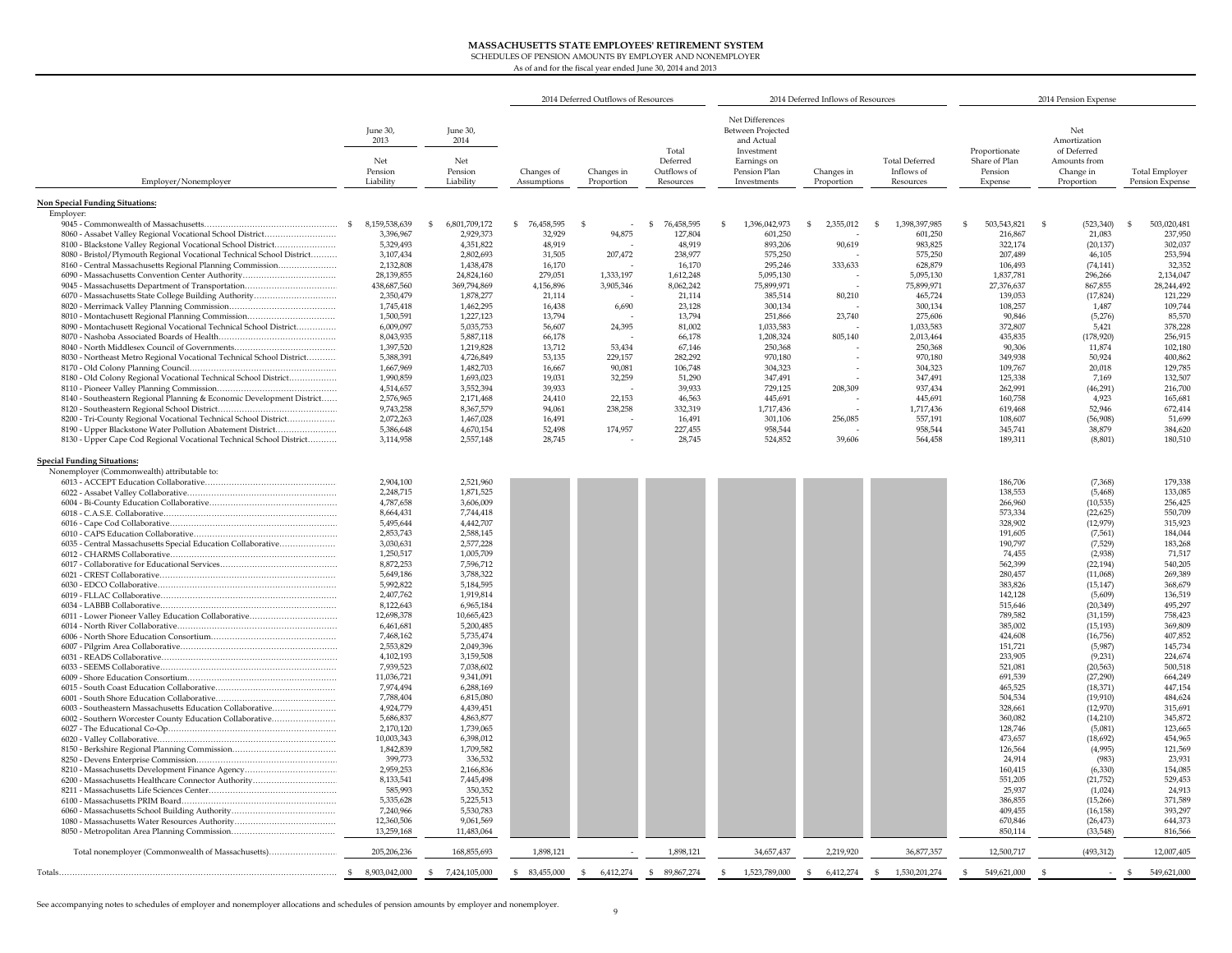# MASSACHUSETTS STATE EMPLOYEES' RETIREMENT SYSTEM

SCHEDULES OF PENSION AMOUNTS BY EMPLOYER AND NONEMPLOYER

As of and for the fiscal year ended June 30, 2014 and 2013

| Employer/Nonemployer | June 30, 2013 Net Pension Liability | June 30, 2014 Net Pension Liability | 2014 Deferred Outflows of Resources | | | 2014 Deferred Inflows of Resources | | | 2014 Pension Expense | | |
|---|---|---|---|---|---|---|---|---|---|---|---|
| | | | Changes of Assumptions | Changes in Proportion | Total Deferred Outflows of Resources | Net Differences Between Projected and Actual Investment Earnings on Pension Plan Investments | Changes in Proportion | Total Deferred Inflows of Resources | Proportionate Share of Plan Pension Expense | Net Amortization of Deferred Amounts from Change in Proportion | Total Employer Pension Expense |
| **Non Special Funding Situations:** | | | | | | | | | | | |
| Employer: | | | | | | | | | | | |
| 9045 - Commonwealth of Massachusetts | $ 8,159,538,639 | $ 6,801,709,172 | $ 76,458,595 | $ - | $ 76,458,595 | $ 1,396,042,973 | $ 2,355,012 | $ 1,398,397,985 | $ 503,543,821 | $ (523,340) | $ 503,020,481 |
| 8060 - Assabet Valley Regional Vocational School District | 3,396,967 | 2,929,373 | 32,929 | 94,875 | 127,804 | 601,250 | - | 601,250 | 216,867 | 21,083 | 237,950 |
| 8100 - Blackstone Valley Regional Vocational School District | 5,329,493 | 4,351,822 | 48,919 | - | 48,919 | 893,206 | 90,619 | 983,825 | 322,174 | (20,137) | 302,037 |
| 8080 - Bristol/Plymouth Regional Vocational Technical School District | 3,107,434 | 2,802,693 | 31,505 | 207,472 | 238,977 | 575,250 | - | 575,250 | 207,489 | 46,105 | 253,594 |
| 8160 - Central Massachusetts Regional Planning Commission | 2,132,808 | 1,438,478 | 16,170 | - | 16,170 | 295,246 | 333,633 | 628,879 | 106,493 | (74,141) | 32,352 |
| 6090 - Massachusetts Convention Center Authority | 28,139,855 | 24,824,160 | 279,051 | 1,333,197 | 1,612,248 | 5,095,130 | - | 5,095,130 | 1,837,781 | 296,266 | 2,134,047 |
| 9045 - Massachusetts Department of Transportation | 438,687,560 | 369,794,869 | 4,156,896 | 3,905,346 | 8,062,242 | 75,899,971 | - | 75,899,971 | 27,376,637 | 867,855 | 28,244,492 |
| 6070 - Massachusetts State College Building Authority | 2,350,479 | 1,878,277 | 21,114 | - | 21,114 | 385,514 | 80,210 | 465,724 | 139,053 | (17,824) | 121,229 |
| 8020 - Merrimack Valley Planning Commission | 1,745,418 | 1,462,295 | 16,438 | 6,690 | 23,128 | 300,134 | - | 300,134 | 108,257 | 1,487 | 109,744 |
| 8010 - Montachusett Regional Planning Commission | 1,500,591 | 1,227,123 | 13,794 | - | 13,794 | 251,866 | 23,740 | 275,606 | 90,846 | (5,276) | 85,570 |
| 8090 - Montachusett Regional Vocational Technical School District | 6,009,097 | 5,035,753 | 56,607 | 24,395 | 81,002 | 1,033,583 | - | 1,033,583 | 372,807 | 5,421 | 378,228 |
| 8070 - Nashoba Associated Boards of Health | 8,043,935 | 5,887,118 | 66,178 | - | 66,178 | 1,208,324 | 805,140 | 2,013,464 | 435,835 | (178,920) | 256,915 |
| 8040 - North Middlesex Council of Governments | 1,397,520 | 1,219,828 | 13,712 | 53,434 | 67,146 | 250,368 | - | 250,368 | 90,306 | 11,874 | 102,180 |
| 8030 - Northeast Metro Regional Vocational Technical School District | 5,388,391 | 4,726,849 | 53,135 | 229,157 | 282,292 | 970,180 | - | 970,180 | 349,938 | 50,924 | 400,862 |
| 8170 - Old Colony Planning Council | 1,667,969 | 1,482,703 | 16,667 | 90,081 | 106,748 | 304,323 | - | 304,323 | 109,767 | 20,018 | 129,785 |
| 8180 - Old Colony Regional Vocational Technical School District | 1,990,859 | 1,693,023 | 19,031 | 32,259 | 51,290 | 347,491 | - | 347,491 | 125,338 | 7,169 | 132,507 |
| 8110 - Pioneer Valley Planning Commission | 4,514,657 | 3,552,394 | 39,933 | - | 39,933 | 729,125 | 208,309 | 937,434 | 262,991 | (46,291) | 216,700 |
| 8140 - Southeastern Regional Planning & Economic Development District | 2,576,965 | 2,171,468 | 24,410 | 22,153 | 46,563 | 445,691 | - | 445,691 | 160,758 | 4,923 | 165,681 |
| 8120 - Southeastern Regional School District | 9,743,258 | 8,367,579 | 94,061 | 238,258 | 332,319 | 1,717,436 | - | 1,717,436 | 619,468 | 52,946 | 672,414 |
| 8200 - Tri-County Regional Vocational Technical School District | 2,072,263 | 1,467,028 | 16,491 | - | 16,491 | 301,106 | 256,085 | 557,191 | 108,607 | (56,908) | 51,699 |
| 8190 - Upper Blackstone Water Pollution Abatement District | 5,386,648 | 4,670,154 | 52,498 | 174,957 | 227,455 | 958,544 | - | 958,544 | 345,741 | 38,879 | 384,620 |
| 8130 - Upper Cape Cod Regional Vocational Technical School District | 3,114,958 | 2,557,148 | 28,745 | - | 28,745 | 524,852 | 39,606 | 564,458 | 189,311 | (8,801) | 180,510 |
| **Special Funding Situations:** | | | | | | | | | | | |
| Nonemployer (Commonwealth) attributable to: | | | | | | | | | | | |
| 6013 - ACCEPT Education Collaborative | 2,904,100 | 2,521,960 | | | | | | | 186,706 | (7,368) | 179,338 |
| 6022 - Assabet Valley Collaborative | 2,248,715 | 1,871,525 | | | | | | | 138,553 | (5,468) | 133,085 |
| 6004 - Bi-County Education Collaborative | 4,787,658 | 3,606,009 | | | | | | | 266,960 | (10,535) | 256,425 |
| 6018 - C.A.S.E. Collaborative | 8,664,431 | 7,744,418 | | | | | | | 573,334 | (22,625) | 550,709 |
| 6016 - Cape Cod Collaborative | 5,495,644 | 4,442,707 | | | | | | | 328,902 | (12,979) | 315,923 |
| 6010 - CAPS Education Collaborative | 2,853,743 | 2,588,145 | | | | | | | 191,605 | (7,561) | 184,044 |
| 6035 - Central Massachusetts Special Education Collaborative | 3,030,631 | 2,577,228 | | | | | | | 190,797 | (7,529) | 183,268 |
| 6012 - CHARMS Collaborative | 1,250,517 | 1,005,709 | | | | | | | 74,455 | (2,938) | 71,517 |
| 6017 - Collaborative for Educational Services | 8,872,253 | 7,596,712 | | | | | | | 562,399 | (22,194) | 540,205 |
| 6021 - CREST Collaborative | 5,649,186 | 3,788,322 | | | | | | | 280,457 | (11,068) | 269,389 |
| 6030 - EDCO Collaborative | 5,992,822 | 5,184,595 | | | | | | | 383,826 | (15,147) | 368,679 |
| 6019 - FLLAC Collaborative | 2,407,762 | 1,919,814 | | | | | | | 142,128 | (5,609) | 136,519 |
| 6034 - LABBB Collaborative | 8,122,643 | 6,965,184 | | | | | | | 515,646 | (20,349) | 495,297 |
| 6011 - Lower Pioneer Valley Education Collaborative | 12,698,378 | 10,665,423 | | | | | | | 789,582 | (31,159) | 758,423 |
| 6014 - North River Collaborative | 6,461,681 | 5,200,485 | | | | | | | 385,002 | (15,193) | 369,809 |
| 6006 - North Shore Education Consortium | 7,468,162 | 5,735,474 | | | | | | | 424,608 | (16,756) | 407,852 |
| 6007 - Pilgrim Area Collaborative | 2,553,829 | 2,049,396 | | | | | | | 151,721 | (5,987) | 145,734 |
| 6031 - READS Collaborative | 4,102,193 | 3,159,508 | | | | | | | 233,905 | (9,231) | 224,674 |
| 6033 - SEEMS Collaborative | 7,939,523 | 7,038,602 | | | | | | | 521,081 | (20,563) | 500,518 |
| 6009 - Shore Education Consortium | 11,036,721 | 9,341,091 | | | | | | | 691,539 | (27,290) | 664,249 |
| 6015 - South Coast Education Collaborative | 7,974,494 | 6,288,169 | | | | | | | 465,525 | (18,371) | 447,154 |
| 6001 - South Shore Education Collaborative | 7,788,404 | 6,815,080 | | | | | | | 504,534 | (19,910) | 484,624 |
| 6003 - Southeastern Massachusetts Education Collaborative | 4,924,779 | 4,439,451 | | | | | | | 328,661 | (12,970) | 315,691 |
| 6002 - Southern Worcester County Education Collaborative | 5,686,837 | 4,863,877 | | | | | | | 360,082 | (14,210) | 345,872 |
| 6027 - The Educational Co-Op | 2,170,120 | 1,739,065 | | | | | | | 128,746 | (5,081) | 123,665 |
| 6020 - Valley Collaborative | 10,003,343 | 6,398,012 | | | | | | | 473,657 | (18,692) | 454,965 |
| 8150 - Berkshire Regional Planning Commission | 1,842,839 | 1,709,582 | | | | | | | 126,564 | (4,995) | 121,569 |
| 8250 - Devens Enterprise Commission | 399,773 | 336,532 | | | | | | | 24,914 | (983) | 23,931 |
| 8210 - Massachusetts Development Finance Agency | 2,959,253 | 2,166,836 | | | | | | | 160,415 | (6,330) | 154,085 |
| 6200 - Massachusetts Healthcare Connector Authority | 8,133,541 | 7,445,498 | | | | | | | 551,205 | (21,752) | 529,453 |
| 8211 - Massachusetts Life Sciences Center | 585,993 | 350,352 | | | | | | | 25,937 | (1,024) | 24,913 |
| 6100 - Massachusetts PRIM Board | 5,335,628 | 5,225,513 | | | | | | | 386,855 | (15,266) | 371,589 |
| 6060 - Massachusetts School Building Authority | 7,240,966 | 5,530,783 | | | | | | | 409,455 | (16,158) | 393,297 |
| 1080 - Massachusetts Water Resources Authority | 12,360,506 | 9,061,569 | | | | | | | 670,846 | (26,473) | 644,373 |
| 8050 - Metropolitan Area Planning Commission | 13,259,168 | 11,483,064 | | | | | | | 850,114 | (33,548) | 816,566 |
| Total nonemployer (Commonwealth of Massachusetts) | 205,206,236 | 168,855,693 | 1,898,121 | - | 1,898,121 | 34,657,437 | 2,219,920 | 36,877,357 | 12,500,717 | (493,312) | 12,007,405 |
| Totals | $ 8,903,042,000 | $ 7,424,105,000 | $ 83,455,000 | $ 6,412,274 | $ 89,867,274 | $ 1,523,789,000 | $ 6,412,274 | $ 1,530,201,274 | $ 549,621,000 | $ - | $ 549,621,000 |

See accompanying notes to schedules of employer and nonemployer allocations and schedules of pension amounts by employer and nonemployer.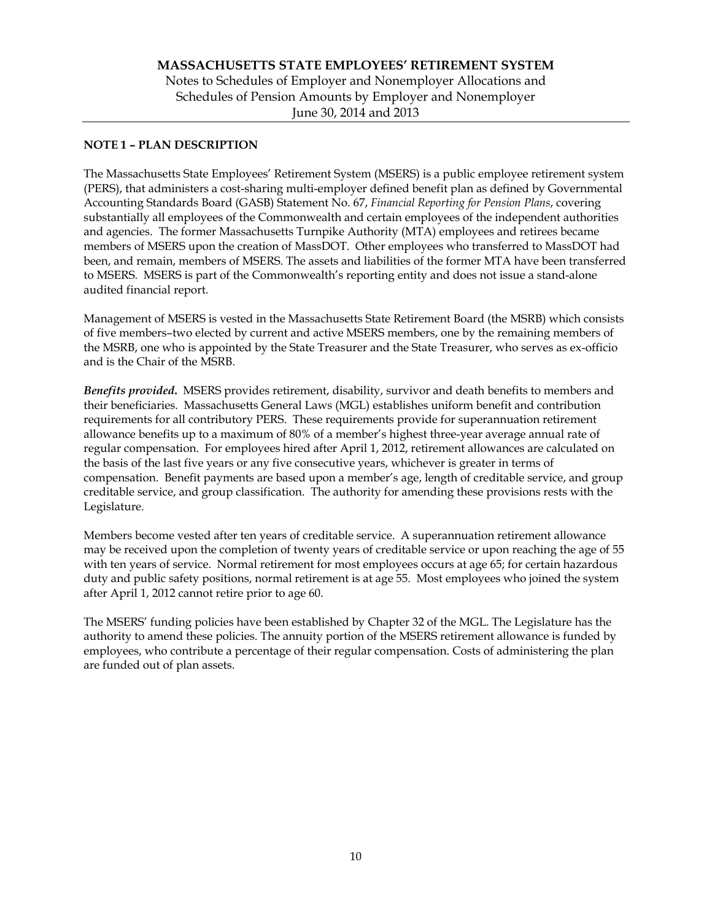# MASSACHUSETTS STATE EMPLOYEES' RETIREMENT SYSTEM

Notes to Schedules of Employer and Nonemployer Allocations and Schedules of Pension Amounts by Employer and Nonemployer

June 30, 2014 and 2013

## NOTE 1 – PLAN DESCRIPTION

The Massachusetts State Employees' Retirement System (MSERS) is a public employee retirement system (PERS), that administers a cost-sharing multi-employer defined benefit plan as defined by Governmental Accounting Standards Board (GASB) Statement No. 67, *Financial Reporting for Pension Plans*, covering substantially all employees of the Commonwealth and certain employees of the independent authorities and agencies. The former Massachusetts Turnpike Authority (MTA) employees and retirees became members of MSERS upon the creation of MassDOT. Other employees who transferred to MassDOT had been, and remain, members of MSERS. The assets and liabilities of the former MTA have been transferred to MSERS. MSERS is part of the Commonwealth's reporting entity and does not issue a stand-alone audited financial report.

Management of MSERS is vested in the Massachusetts State Retirement Board (the MSRB) which consists of five members–two elected by current and active MSERS members, one by the remaining members of the MSRB, one who is appointed by the State Treasurer and the State Treasurer, who serves as ex-officio and is the Chair of the MSRB.

***Benefits provided.*** MSERS provides retirement, disability, survivor and death benefits to members and their beneficiaries. Massachusetts General Laws (MGL) establishes uniform benefit and contribution requirements for all contributory PERS. These requirements provide for superannuation retirement allowance benefits up to a maximum of 80% of a member's highest three-year average annual rate of regular compensation. For employees hired after April 1, 2012, retirement allowances are calculated on the basis of the last five years or any five consecutive years, whichever is greater in terms of compensation. Benefit payments are based upon a member's age, length of creditable service, and group creditable service, and group classification. The authority for amending these provisions rests with the Legislature.

Members become vested after ten years of creditable service. A superannuation retirement allowance may be received upon the completion of twenty years of creditable service or upon reaching the age of 55 with ten years of service. Normal retirement for most employees occurs at age 65; for certain hazardous duty and public safety positions, normal retirement is at age 55. Most employees who joined the system after April 1, 2012 cannot retire prior to age 60.

The MSERS' funding policies have been established by Chapter 32 of the MGL. The Legislature has the authority to amend these policies. The annuity portion of the MSERS retirement allowance is funded by employees, who contribute a percentage of their regular compensation. Costs of administering the plan are funded out of plan assets.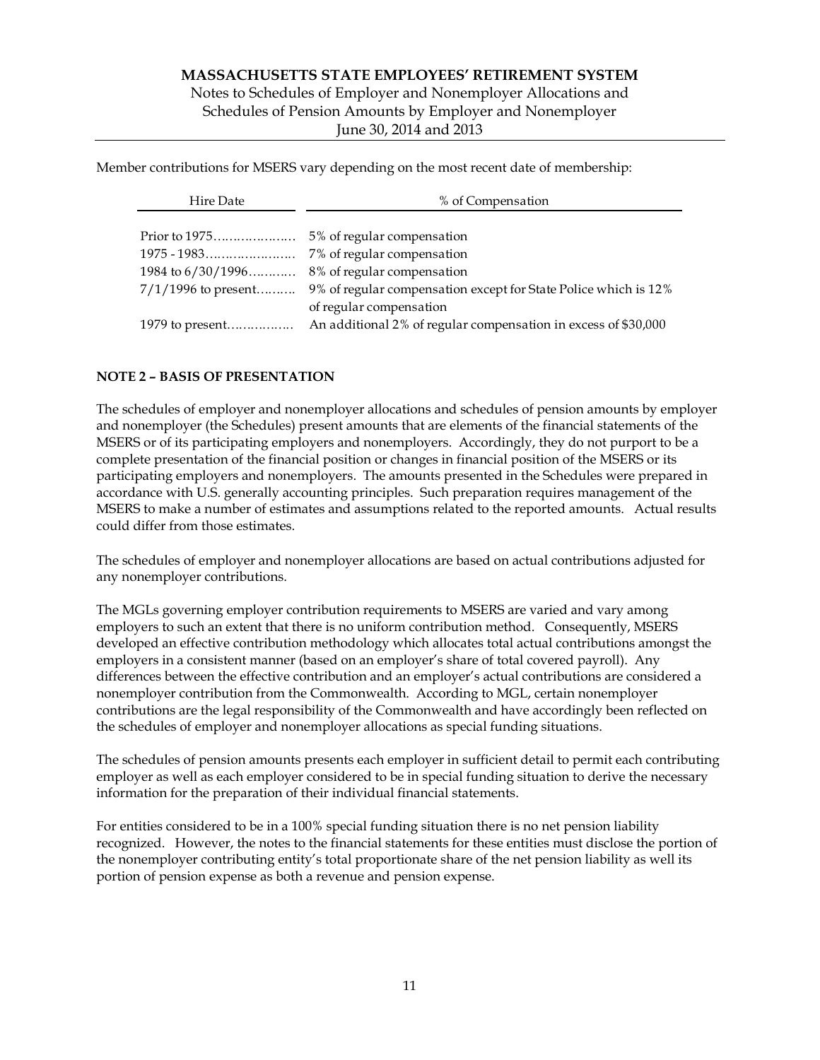Member contributions for MSERS vary depending on the most recent date of membership:

| Hire Date | % of Compensation |
|---|---|
| Prior to 1975 | 5% of regular compensation |
| 1975 - 1983 | 7% of regular compensation |
| 1984 to 6/30/1996 | 8% of regular compensation |
| 7/1/1996 to present | 9% of regular compensation except for State Police which is 12% of regular compensation |
| 1979 to present | An additional 2% of regular compensation in excess of $30,000 |

## NOTE 2 – BASIS OF PRESENTATION

The schedules of employer and nonemployer allocations and schedules of pension amounts by employer and nonemployer (the Schedules) present amounts that are elements of the financial statements of the MSERS or of its participating employers and nonemployers. Accordingly, they do not purport to be a complete presentation of the financial position or changes in financial position of the MSERS or its participating employers and nonemployers. The amounts presented in the Schedules were prepared in accordance with U.S. generally accounting principles. Such preparation requires management of the MSERS to make a number of estimates and assumptions related to the reported amounts. Actual results could differ from those estimates.

The schedules of employer and nonemployer allocations are based on actual contributions adjusted for any nonemployer contributions.

The MGLs governing employer contribution requirements to MSERS are varied and vary among employers to such an extent that there is no uniform contribution method. Consequently, MSERS developed an effective contribution methodology which allocates total actual contributions amongst the employers in a consistent manner (based on an employer's share of total covered payroll). Any differences between the effective contribution and an employer's actual contributions are considered a nonemployer contribution from the Commonwealth. According to MGL, certain nonemployer contributions are the legal responsibility of the Commonwealth and have accordingly been reflected on the schedules of employer and nonemployer allocations as special funding situations.

The schedules of pension amounts presents each employer in sufficient detail to permit each contributing employer as well as each employer considered to be in special funding situation to derive the necessary information for the preparation of their individual financial statements.

For entities considered to be in a 100% special funding situation there is no net pension liability recognized. However, the notes to the financial statements for these entities must disclose the portion of the nonemployer contributing entity's total proportionate share of the net pension liability as well its portion of pension expense as both a revenue and pension expense.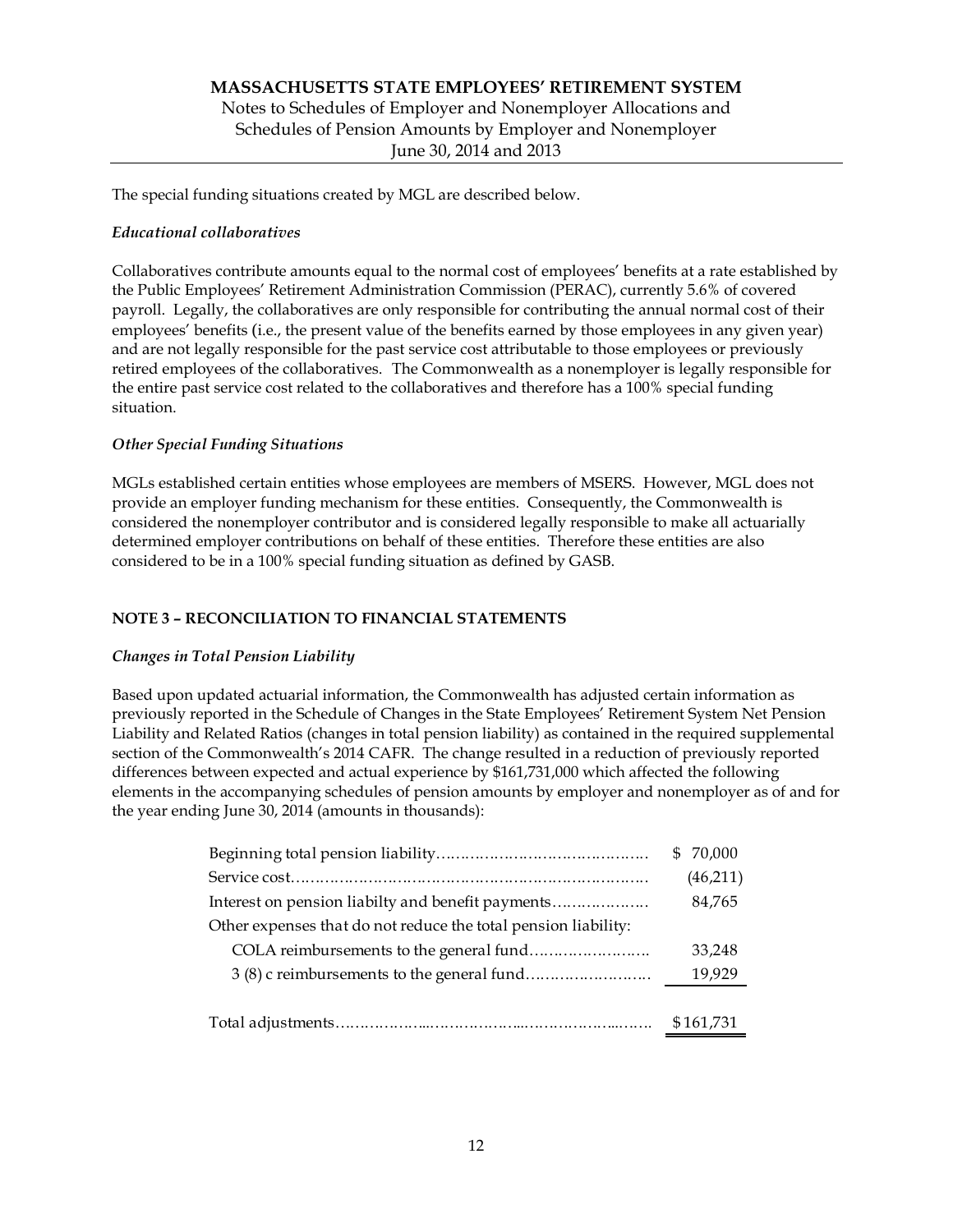The special funding situations created by MGL are described below.

*Educational collaboratives*

Collaboratives contribute amounts equal to the normal cost of employees' benefits at a rate established by the Public Employees' Retirement Administration Commission (PERAC), currently 5.6% of covered payroll. Legally, the collaboratives are only responsible for contributing the annual normal cost of their employees' benefits (i.e., the present value of the benefits earned by those employees in any given year) and are not legally responsible for the past service cost attributable to those employees or previously retired employees of the collaboratives. The Commonwealth as a nonemployer is legally responsible for the entire past service cost related to the collaboratives and therefore has a 100% special funding situation.

*Other Special Funding Situations*

MGLs established certain entities whose employees are members of MSERS. However, MGL does not provide an employer funding mechanism for these entities. Consequently, the Commonwealth is considered the nonemployer contributor and is considered legally responsible to make all actuarially determined employer contributions on behalf of these entities. Therefore these entities are also considered to be in a 100% special funding situation as defined by GASB.

## NOTE 3 – RECONCILIATION TO FINANCIAL STATEMENTS

*Changes in Total Pension Liability*

Based upon updated actuarial information, the Commonwealth has adjusted certain information as previously reported in the Schedule of Changes in the State Employees' Retirement System Net Pension Liability and Related Ratios (changes in total pension liability) as contained in the required supplemental section of the Commonwealth's 2014 CAFR. The change resulted in a reduction of previously reported differences between expected and actual experience by $161,731,000 which affected the following elements in the accompanying schedules of pension amounts by employer and nonemployer as of and for the year ending June 30, 2014 (amounts in thousands):

| | |
|---|---|
| Beginning total pension liability | $ 70,000 |
| Service cost | (46,211) |
| Interest on pension liabilty and benefit payments | 84,765 |
| Other expenses that do not reduce the total pension liability: | |
| COLA reimbursements to the general fund | 33,248 |
| 3 (8) c reimbursements to the general fund | 19,929 |
| Total adjustments | $161,731 |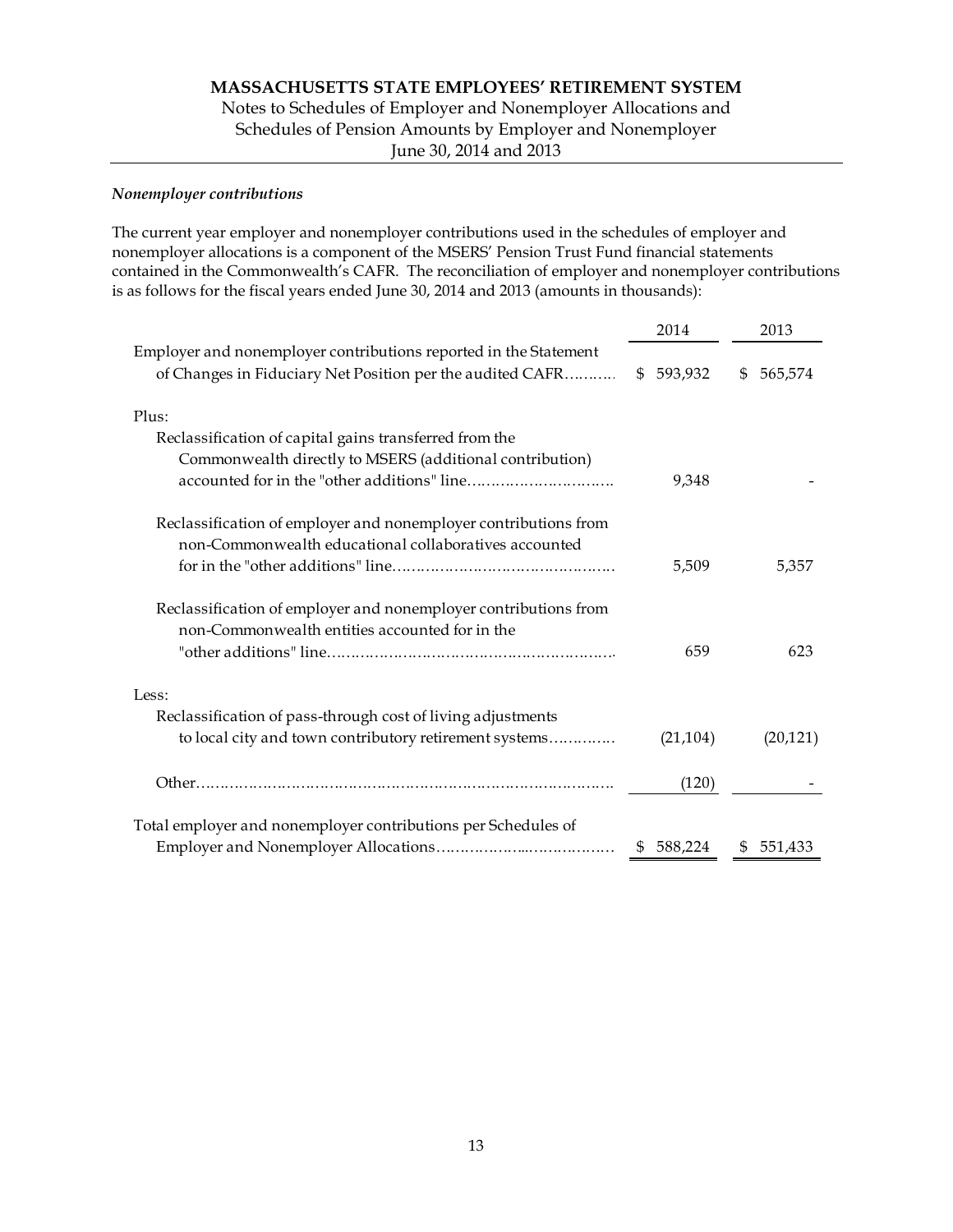*Nonemployer contributions*

The current year employer and nonemployer contributions used in the schedules of employer and nonemployer allocations is a component of the MSERS' Pension Trust Fund financial statements contained in the Commonwealth's CAFR. The reconciliation of employer and nonemployer contributions is as follows for the fiscal years ended June 30, 2014 and 2013 (amounts in thousands):

| | 2014 | 2013 |
|---|---|---|
| Employer and nonemployer contributions reported in the Statement of Changes in Fiduciary Net Position per the audited CAFR………. | $ 593,932 | $ 565,574 |
| Plus: | | |
| Reclassification of capital gains transferred from the Commonwealth directly to MSERS (additional contribution) accounted for in the "other additions" line…………………………. | 9,348 | - |
| Reclassification of employer and nonemployer contributions from non-Commonwealth educational collaboratives accounted for in the "other additions" line………………………………………. | 5,509 | 5,357 |
| Reclassification of employer and nonemployer contributions from non-Commonwealth entities accounted for in the "other additions" line…………………………………………………. | 659 | 623 |
| Less: | | |
| Reclassification of pass-through cost of living adjustments to local city and town contributory retirement systems…………. | (21,104) | (20,121) |
| Other……………………………………………………………………… | (120) | - |
| Total employer and nonemployer contributions per Schedules of Employer and Nonemployer Allocations………………..……………. | $ 588,224 | $ 551,433 |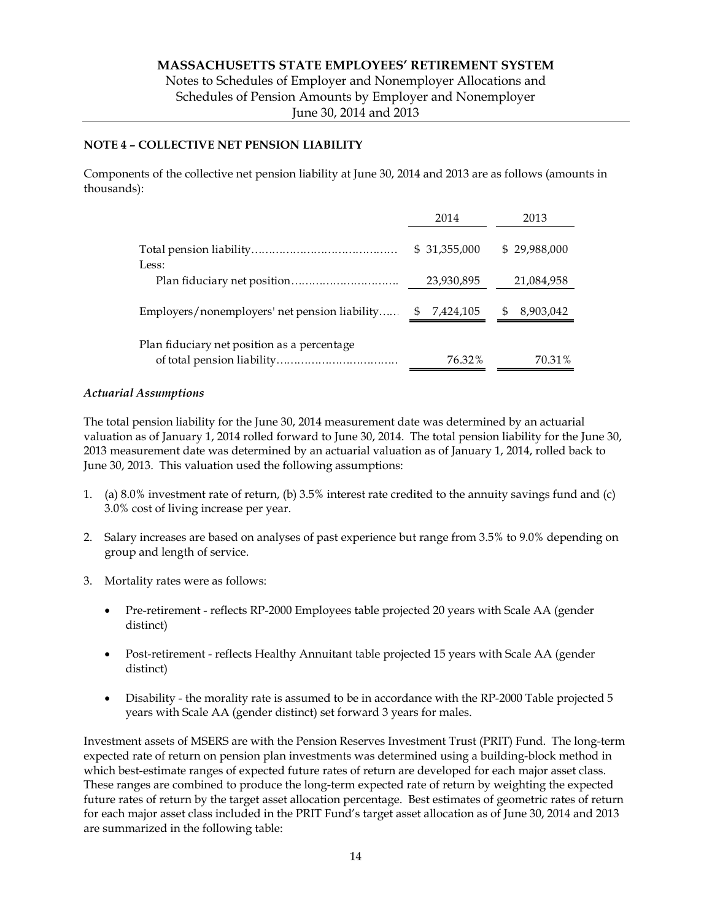**NOTE 4 – COLLECTIVE NET PENSION LIABILITY**

Components of the collective net pension liability at June 30, 2014 and 2013 are as follows (amounts in thousands):

| | 2014 | 2013 |
|---|---|---|
| Total pension liability | $ 31,355,000 | $ 29,988,000 |
| Less: | | |
| Plan fiduciary net position | 23,930,895 | 21,084,958 |
| Employers/nonemployers' net pension liability | $ 7,424,105 | $ 8,903,042 |
| Plan fiduciary net position as a percentage of total pension liability | 76.32% | 70.31% |

*Actuarial Assumptions*

The total pension liability for the June 30, 2014 measurement date was determined by an actuarial valuation as of January 1, 2014 rolled forward to June 30, 2014. The total pension liability for the June 30, 2013 measurement date was determined by an actuarial valuation as of January 1, 2014, rolled back to June 30, 2013. This valuation used the following assumptions:

1. (a) 8.0% investment rate of return, (b) 3.5% interest rate credited to the annuity savings fund and (c) 3.0% cost of living increase per year.
2. Salary increases are based on analyses of past experience but range from 3.5% to 9.0% depending on group and length of service.
3. Mortality rates were as follows:
   - Pre-retirement - reflects RP-2000 Employees table projected 20 years with Scale AA (gender distinct)
   - Post-retirement - reflects Healthy Annuitant table projected 15 years with Scale AA (gender distinct)
   - Disability - the morality rate is assumed to be in accordance with the RP-2000 Table projected 5 years with Scale AA (gender distinct) set forward 3 years for males.

Investment assets of MSERS are with the Pension Reserves Investment Trust (PRIT) Fund. The long-term expected rate of return on pension plan investments was determined using a building-block method in which best-estimate ranges of expected future rates of return are developed for each major asset class. These ranges are combined to produce the long-term expected rate of return by weighting the expected future rates of return by the target asset allocation percentage. Best estimates of geometric rates of return for each major asset class included in the PRIT Fund's target asset allocation as of June 30, 2014 and 2013 are summarized in the following table: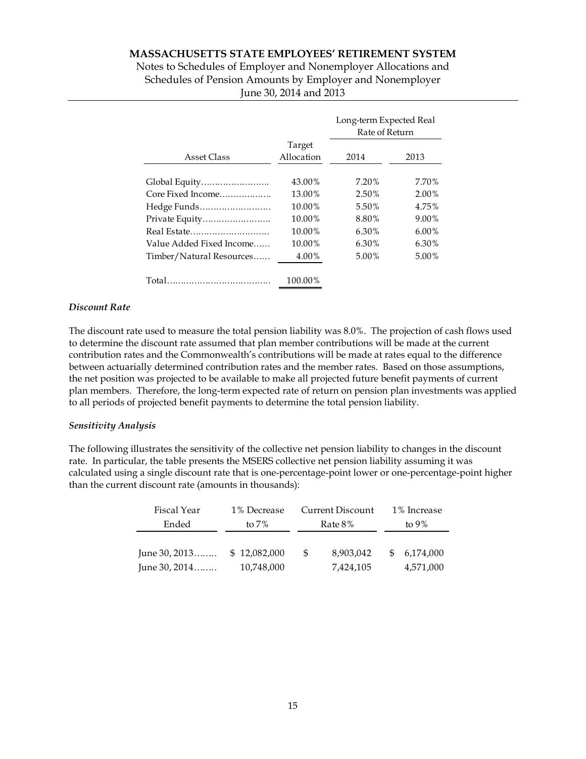| Asset Class | Target Allocation | Long-term Expected Real Rate of Return | |
|---|---|---|---|
| | | 2014 | 2013 |
| Global Equity | 43.00% | 7.20% | 7.70% |
| Core Fixed Income | 13.00% | 2.50% | 2.00% |
| Hedge Funds | 10.00% | 5.50% | 4.75% |
| Private Equity | 10.00% | 8.80% | 9.00% |
| Real Estate | 10.00% | 6.30% | 6.00% |
| Value Added Fixed Income | 10.00% | 6.30% | 6.30% |
| Timber/Natural Resources | 4.00% | 5.00% | 5.00% |
| Total | 100.00% | | |

### *Discount Rate*

The discount rate used to measure the total pension liability was 8.0%. The projection of cash flows used to determine the discount rate assumed that plan member contributions will be made at the current contribution rates and the Commonwealth's contributions will be made at rates equal to the difference between actuarially determined contribution rates and the member rates. Based on those assumptions, the net position was projected to be available to make all projected future benefit payments of current plan members. Therefore, the long-term expected rate of return on pension plan investments was applied to all periods of projected benefit payments to determine the total pension liability.

### *Sensitivity Analysis*

The following illustrates the sensitivity of the collective net pension liability to changes in the discount rate. In particular, the table presents the MSERS collective net pension liability assuming it was calculated using a single discount rate that is one-percentage-point lower or one-percentage-point higher than the current discount rate (amounts in thousands):

| Fiscal Year Ended | 1% Decrease to 7% | Current Discount Rate 8% | 1% Increase to 9% |
|---|---|---|---|
| June 30, 2013 | $ 12,082,000 | $ 8,903,042 | $ 6,174,000 |
| June 30, 2014 | 10,748,000 | 7,424,105 | 4,571,000 |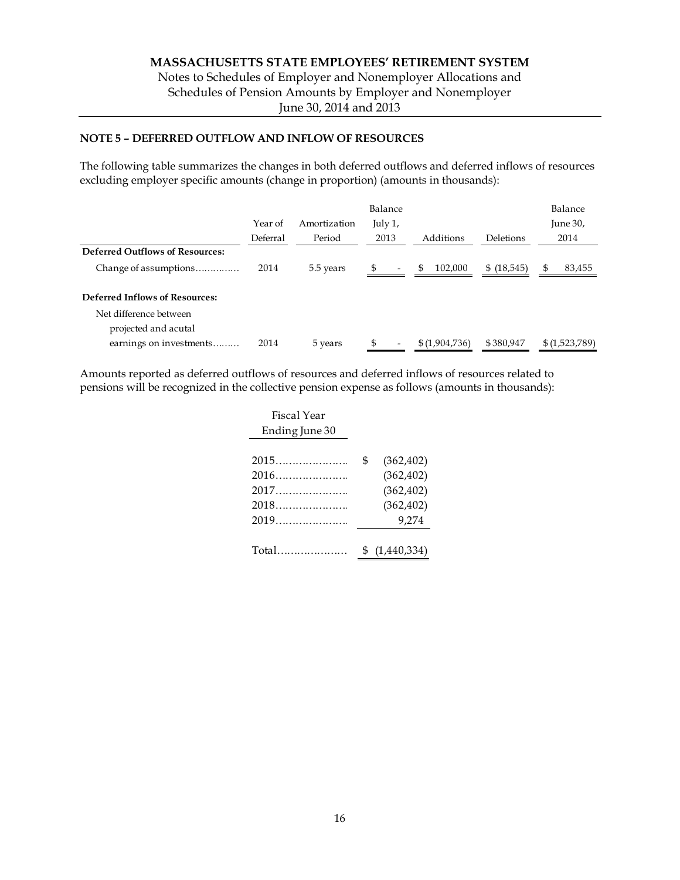# MASSACHUSETTS STATE EMPLOYEES' RETIREMENT SYSTEM

Notes to Schedules of Employer and Nonemployer Allocations and Schedules of Pension Amounts by Employer and Nonemployer
June 30, 2014 and 2013

## NOTE 5 – DEFERRED OUTFLOW AND INFLOW OF RESOURCES

The following table summarizes the changes in both deferred outflows and deferred inflows of resources excluding employer specific amounts (change in proportion) (amounts in thousands):

| | Year of Deferral | Amortization Period | Balance July 1, 2013 | Additions | Deletions | Balance June 30, 2014 |
|---|---|---|---|---|---|---|
| **Deferred Outflows of Resources:** | | | | | | |
| Change of assumptions............... | 2014 | 5.5 years | $ - | $ 102,000 | $ (18,545) | $ 83,455 |
| **Deferred Inflows of Resources:** | | | | | | |
| Net difference between projected and acutal earnings on investments......... | 2014 | 5 years | $ - | $ (1,904,736) | $ 380,947 | $ (1,523,789) |

Amounts reported as deferred outflows of resources and deferred inflows of resources related to pensions will be recognized in the collective pension expense as follows (amounts in thousands):

| Fiscal Year Ending June 30 | |
|---|---|
| 2015..................... | $ (362,402) |
| 2016..................... | (362,402) |
| 2017..................... | (362,402) |
| 2018..................... | (362,402) |
| 2019..................... | 9,274 |
| Total..................... | $ (1,440,334) |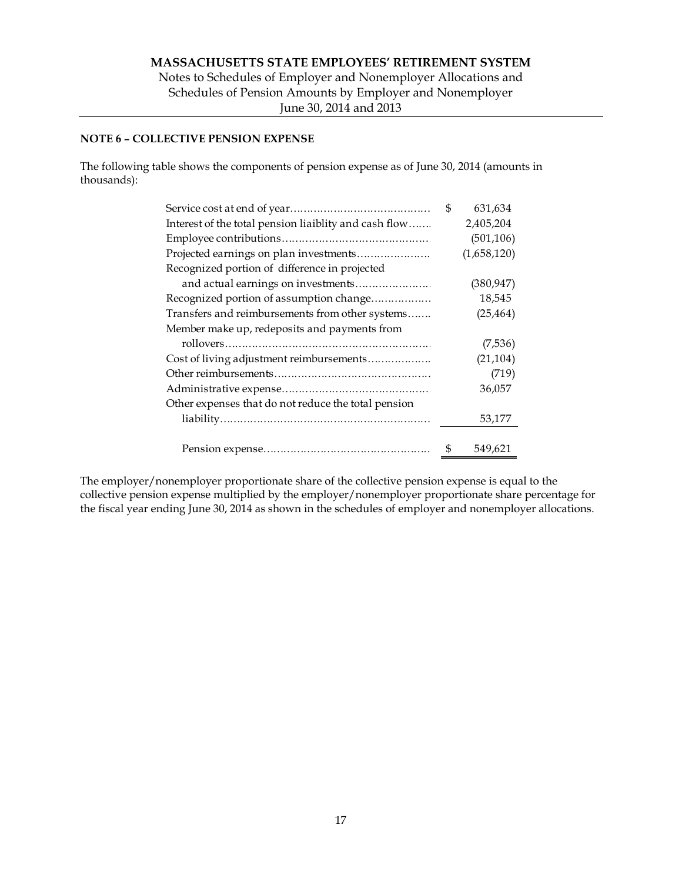MASSACHUSETTS STATE EMPLOYEES' RETIREMENT SYSTEM
Notes to Schedules of Employer and Nonemployer Allocations and Schedules of Pension Amounts by Employer and Nonemployer
June 30, 2014 and 2013

### NOTE 6 – COLLECTIVE PENSION EXPENSE

The following table shows the components of pension expense as of June 30, 2014 (amounts in thousands):

| | |
|---|---|
| Service cost at end of year | $ 631,634 |
| Interest of the total pension liaiblity and cash flow | 2,405,204 |
| Employee contributions | (501,106) |
| Projected earnings on plan investments | (1,658,120) |
| Recognized portion of difference in projected and actual earnings on investments | (380,947) |
| Recognized portion of assumption change | 18,545 |
| Transfers and reimbursements from other systems | (25,464) |
| Member make up, redeposits and payments from rollovers | (7,536) |
| Cost of living adjustment reimbursements | (21,104) |
| Other reimbursements | (719) |
| Administrative expense | 36,057 |
| Other expenses that do not reduce the total pension liability | 53,177 |
| Pension expense | $ 549,621 |

The employer/nonemployer proportionate share of the collective pension expense is equal to the collective pension expense multiplied by the employer/nonemployer proportionate share percentage for the fiscal year ending June 30, 2014 as shown in the schedules of employer and nonemployer allocations.